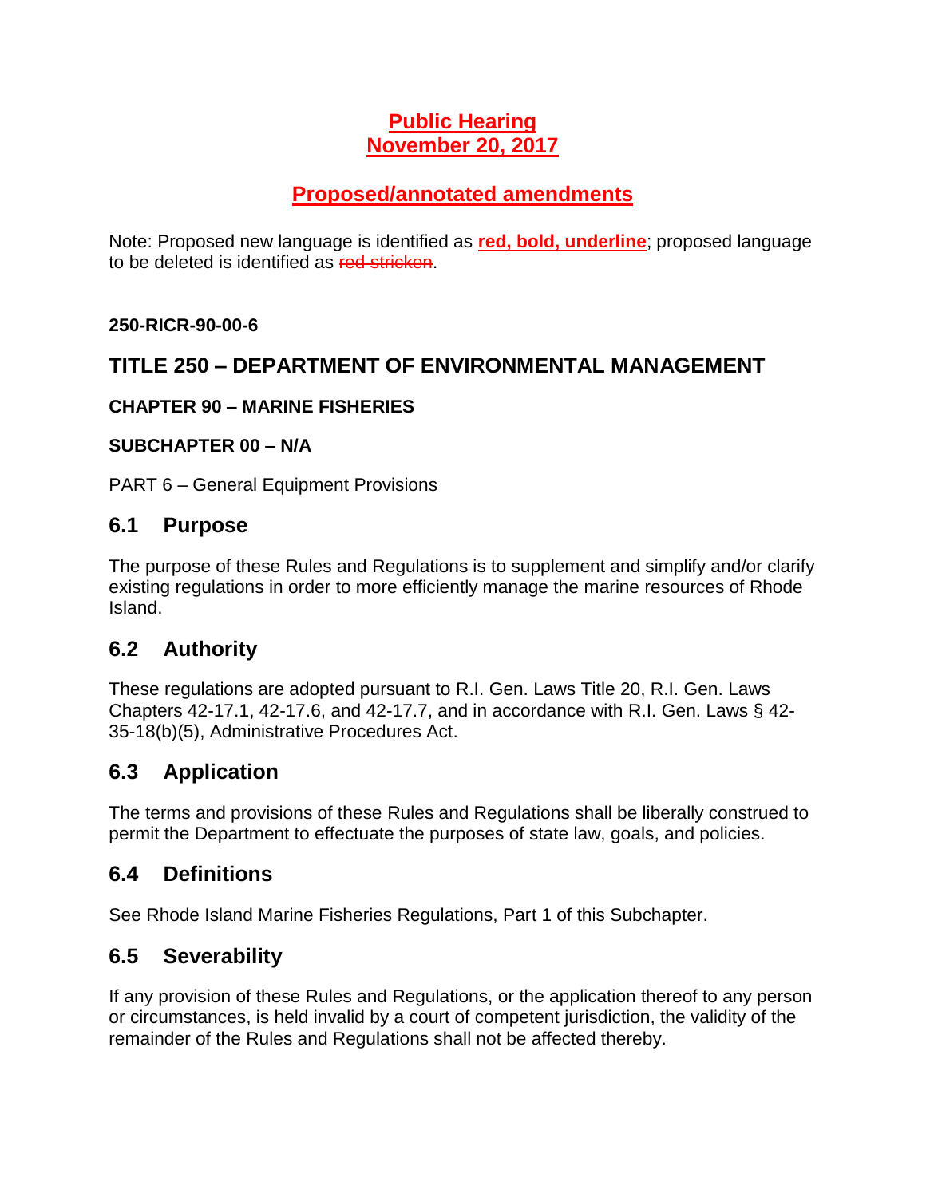**Public Hearing**
**November 20, 2017**

**Proposed/annotated amendments**

Note: Proposed new language is identified as **red, bold, underline**; proposed language to be deleted is identified as ~~red stricken~~.

**250-RICR-90-00-6**

## TITLE 250 – DEPARTMENT OF ENVIRONMENTAL MANAGEMENT

**CHAPTER 90 – MARINE FISHERIES**

**SUBCHAPTER 00 – N/A**

PART 6 – General Equipment Provisions

## 6.1 Purpose

The purpose of these Rules and Regulations is to supplement and simplify and/or clarify existing regulations in order to more efficiently manage the marine resources of Rhode Island.

## 6.2 Authority

These regulations are adopted pursuant to R.I. Gen. Laws Title 20, R.I. Gen. Laws Chapters 42-17.1, 42-17.6, and 42-17.7, and in accordance with R.I. Gen. Laws § 42-35-18(b)(5), Administrative Procedures Act.

## 6.3 Application

The terms and provisions of these Rules and Regulations shall be liberally construed to permit the Department to effectuate the purposes of state law, goals, and policies.

## 6.4 Definitions

See Rhode Island Marine Fisheries Regulations, Part 1 of this Subchapter.

## 6.5 Severability

If any provision of these Rules and Regulations, or the application thereof to any person or circumstances, is held invalid by a court of competent jurisdiction, the validity of the remainder of the Rules and Regulations shall not be affected thereby.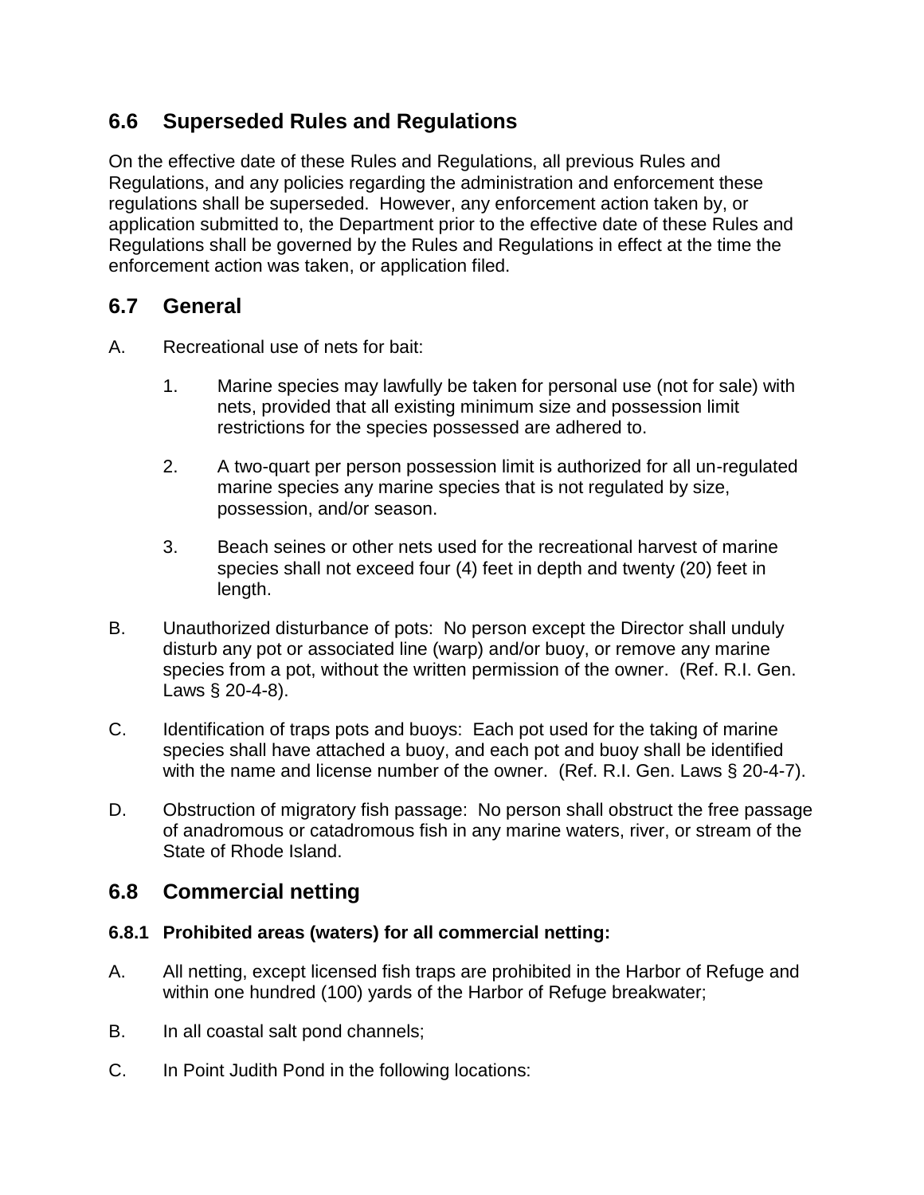## 6.6 Superseded Rules and Regulations

On the effective date of these Rules and Regulations, all previous Rules and Regulations, and any policies regarding the administration and enforcement these regulations shall be superseded. However, any enforcement action taken by, or application submitted to, the Department prior to the effective date of these Rules and Regulations shall be governed by the Rules and Regulations in effect at the time the enforcement action was taken, or application filed.

## 6.7 General

A. Recreational use of nets for bait:

1. Marine species may lawfully be taken for personal use (not for sale) with nets, provided that all existing minimum size and possession limit restrictions for the species possessed are adhered to.

2. A two-quart per person possession limit is authorized for all un-regulated marine species any marine species that is not regulated by size, possession, and/or season.

3. Beach seines or other nets used for the recreational harvest of marine species shall not exceed four (4) feet in depth and twenty (20) feet in length.

B. Unauthorized disturbance of pots: No person except the Director shall unduly disturb any pot or associated line (warp) and/or buoy, or remove any marine species from a pot, without the written permission of the owner. (Ref. R.I. Gen. Laws § 20-4-8).

C. Identification of traps pots and buoys: Each pot used for the taking of marine species shall have attached a buoy, and each pot and buoy shall be identified with the name and license number of the owner. (Ref. R.I. Gen. Laws § 20-4-7).

D. Obstruction of migratory fish passage: No person shall obstruct the free passage of anadromous or catadromous fish in any marine waters, river, or stream of the State of Rhode Island.

## 6.8 Commercial netting

### 6.8.1 Prohibited areas (waters) for all commercial netting:

A. All netting, except licensed fish traps are prohibited in the Harbor of Refuge and within one hundred (100) yards of the Harbor of Refuge breakwater;

B. In all coastal salt pond channels;

C. In Point Judith Pond in the following locations: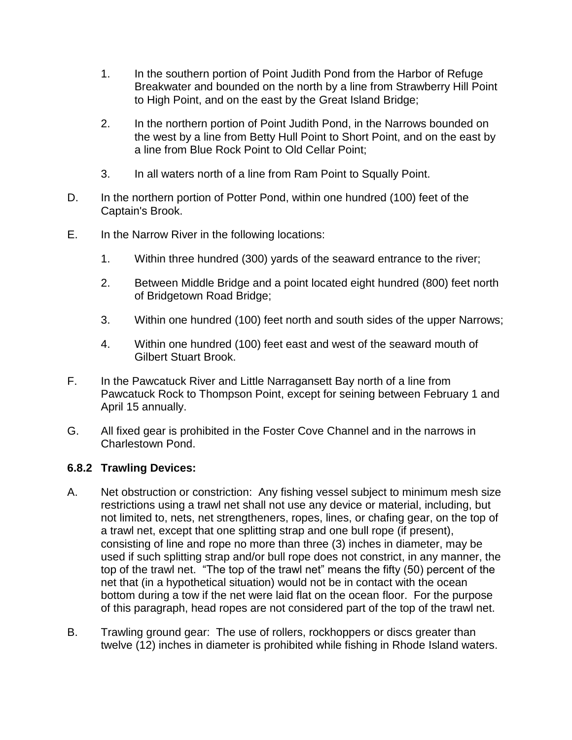1. In the southern portion of Point Judith Pond from the Harbor of Refuge Breakwater and bounded on the north by a line from Strawberry Hill Point to High Point, and on the east by the Great Island Bridge;

2. In the northern portion of Point Judith Pond, in the Narrows bounded on the west by a line from Betty Hull Point to Short Point, and on the east by a line from Blue Rock Point to Old Cellar Point;

3. In all waters north of a line from Ram Point to Squally Point.

D. In the northern portion of Potter Pond, within one hundred (100) feet of the Captain's Brook.

E. In the Narrow River in the following locations:

1. Within three hundred (300) yards of the seaward entrance to the river;

2. Between Middle Bridge and a point located eight hundred (800) feet north of Bridgetown Road Bridge;

3. Within one hundred (100) feet north and south sides of the upper Narrows;

4. Within one hundred (100) feet east and west of the seaward mouth of Gilbert Stuart Brook.

F. In the Pawcatuck River and Little Narragansett Bay north of a line from Pawcatuck Rock to Thompson Point, except for seining between February 1 and April 15 annually.

G. All fixed gear is prohibited in the Foster Cove Channel and in the narrows in Charlestown Pond.

### 6.8.2 Trawling Devices:

A. Net obstruction or constriction: Any fishing vessel subject to minimum mesh size restrictions using a trawl net shall not use any device or material, including, but not limited to, nets, net strengtheners, ropes, lines, or chafing gear, on the top of a trawl net, except that one splitting strap and one bull rope (if present), consisting of line and rope no more than three (3) inches in diameter, may be used if such splitting strap and/or bull rope does not constrict, in any manner, the top of the trawl net. "The top of the trawl net" means the fifty (50) percent of the net that (in a hypothetical situation) would not be in contact with the ocean bottom during a tow if the net were laid flat on the ocean floor. For the purpose of this paragraph, head ropes are not considered part of the top of the trawl net.

B. Trawling ground gear: The use of rollers, rockhoppers or discs greater than twelve (12) inches in diameter is prohibited while fishing in Rhode Island waters.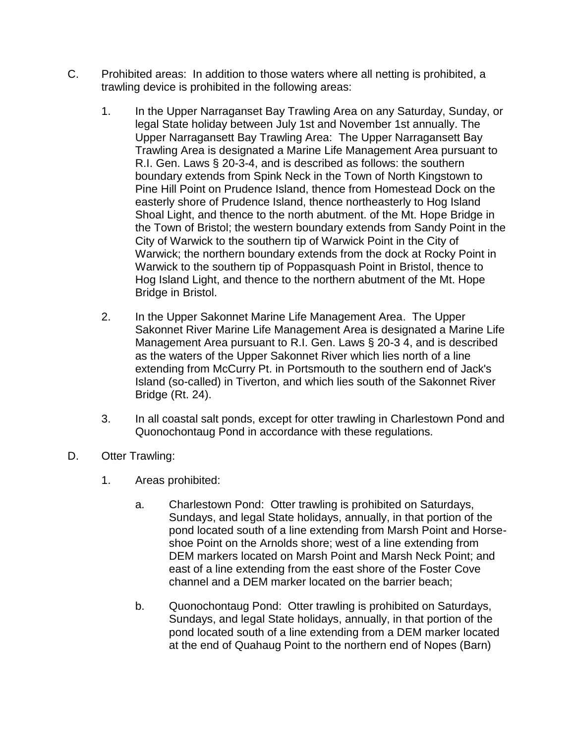C. Prohibited areas: In addition to those waters where all netting is prohibited, a trawling device is prohibited in the following areas:

1. In the Upper Narraganset Bay Trawling Area on any Saturday, Sunday, or legal State holiday between July 1st and November 1st annually. The Upper Narragansett Bay Trawling Area: The Upper Narragansett Bay Trawling Area is designated a Marine Life Management Area pursuant to R.I. Gen. Laws § 20-3-4, and is described as follows: the southern boundary extends from Spink Neck in the Town of North Kingstown to Pine Hill Point on Prudence Island, thence from Homestead Dock on the easterly shore of Prudence Island, thence northeasterly to Hog Island Shoal Light, and thence to the north abutment. of the Mt. Hope Bridge in the Town of Bristol; the western boundary extends from Sandy Point in the City of Warwick to the southern tip of Warwick Point in the City of Warwick; the northern boundary extends from the dock at Rocky Point in Warwick to the southern tip of Poppasquash Point in Bristol, thence to Hog Island Light, and thence to the northern abutment of the Mt. Hope Bridge in Bristol.

2. In the Upper Sakonnet Marine Life Management Area. The Upper Sakonnet River Marine Life Management Area is designated a Marine Life Management Area pursuant to R.I. Gen. Laws § 20-3 4, and is described as the waters of the Upper Sakonnet River which lies north of a line extending from McCurry Pt. in Portsmouth to the southern end of Jack's Island (so-called) in Tiverton, and which lies south of the Sakonnet River Bridge (Rt. 24).

3. In all coastal salt ponds, except for otter trawling in Charlestown Pond and Quonochontaug Pond in accordance with these regulations.

D. Otter Trawling:

1. Areas prohibited:

   a. Charlestown Pond: Otter trawling is prohibited on Saturdays, Sundays, and legal State holidays, annually, in that portion of the pond located south of a line extending from Marsh Point and Horse-shoe Point on the Arnolds shore; west of a line extending from DEM markers located on Marsh Point and Marsh Neck Point; and east of a line extending from the east shore of the Foster Cove channel and a DEM marker located on the barrier beach;

   b. Quonochontaug Pond: Otter trawling is prohibited on Saturdays, Sundays, and legal State holidays, annually, in that portion of the pond located south of a line extending from a DEM marker located at the end of Quahaug Point to the northern end of Nopes (Barn)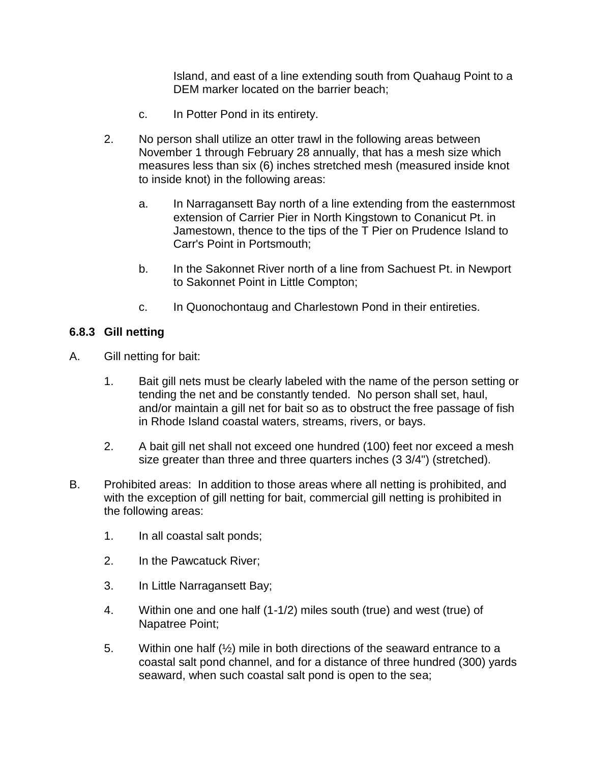Island, and east of a line extending south from Quahaug Point to a DEM marker located on the barrier beach;

c. In Potter Pond in its entirety.

2. No person shall utilize an otter trawl in the following areas between November 1 through February 28 annually, that has a mesh size which measures less than six (6) inches stretched mesh (measured inside knot to inside knot) in the following areas:

   a. In Narragansett Bay north of a line extending from the easternmost extension of Carrier Pier in North Kingstown to Conanicut Pt. in Jamestown, thence to the tips of the T Pier on Prudence Island to Carr's Point in Portsmouth;

   b. In the Sakonnet River north of a line from Sachuest Pt. in Newport to Sakonnet Point in Little Compton;

   c. In Quonochontaug and Charlestown Pond in their entireties.

### 6.8.3 Gill netting

A. Gill netting for bait:

   1. Bait gill nets must be clearly labeled with the name of the person setting or tending the net and be constantly tended. No person shall set, haul, and/or maintain a gill net for bait so as to obstruct the free passage of fish in Rhode Island coastal waters, streams, rivers, or bays.

   2. A bait gill net shall not exceed one hundred (100) feet nor exceed a mesh size greater than three and three quarters inches (3 3/4") (stretched).

B. Prohibited areas: In addition to those areas where all netting is prohibited, and with the exception of gill netting for bait, commercial gill netting is prohibited in the following areas:

   1. In all coastal salt ponds;

   2. In the Pawcatuck River;

   3. In Little Narragansett Bay;

   4. Within one and one half (1-1/2) miles south (true) and west (true) of Napatree Point;

   5. Within one half (½) mile in both directions of the seaward entrance to a coastal salt pond channel, and for a distance of three hundred (300) yards seaward, when such coastal salt pond is open to the sea;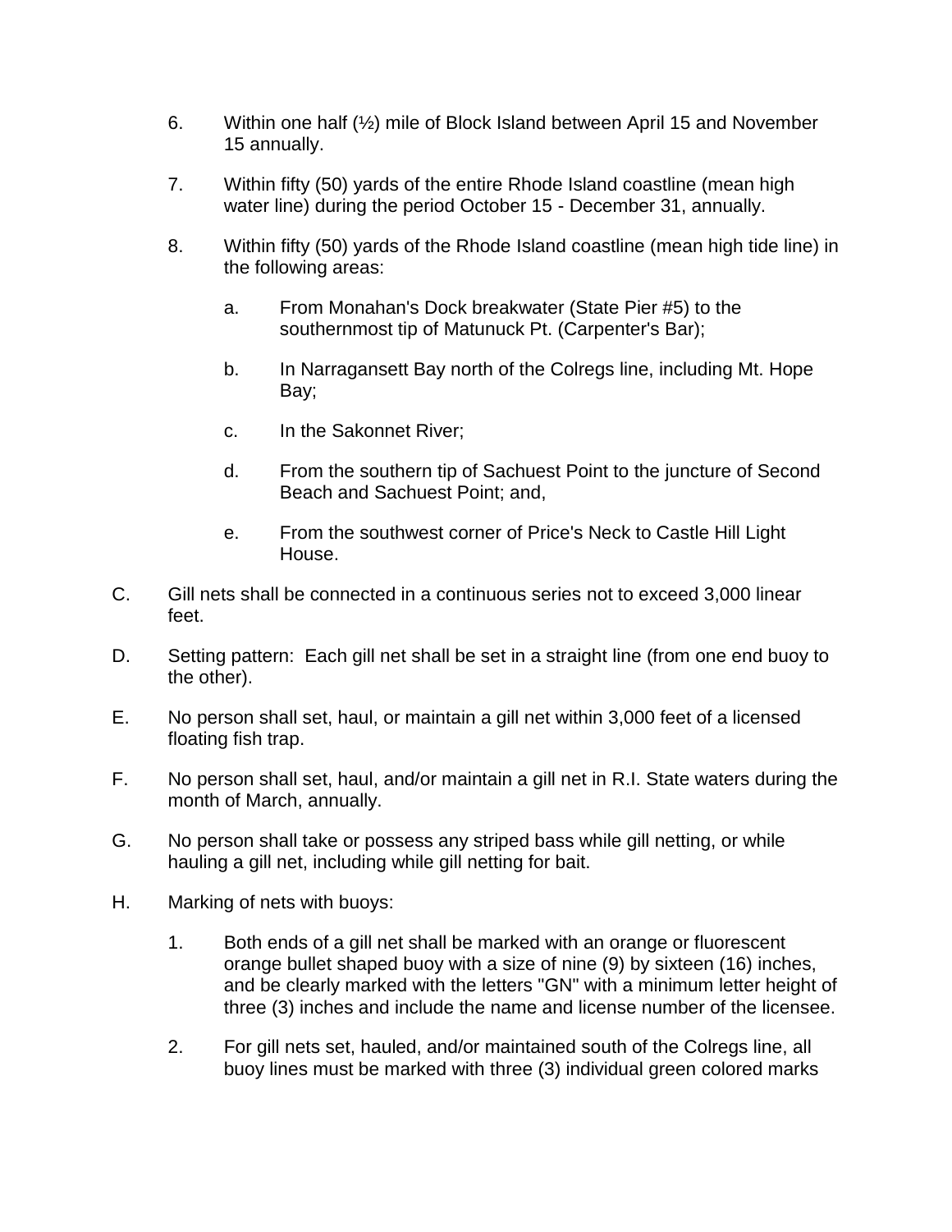6. Within one half (½) mile of Block Island between April 15 and November 15 annually.

7. Within fifty (50) yards of the entire Rhode Island coastline (mean high water line) during the period October 15 - December 31, annually.

8. Within fifty (50) yards of the Rhode Island coastline (mean high tide line) in the following areas:

   a. From Monahan's Dock breakwater (State Pier #5) to the southernmost tip of Matunuck Pt. (Carpenter's Bar);

   b. In Narragansett Bay north of the Colregs line, including Mt. Hope Bay;

   c. In the Sakonnet River;

   d. From the southern tip of Sachuest Point to the juncture of Second Beach and Sachuest Point; and,

   e. From the southwest corner of Price's Neck to Castle Hill Light House.

C. Gill nets shall be connected in a continuous series not to exceed 3,000 linear feet.

D. Setting pattern: Each gill net shall be set in a straight line (from one end buoy to the other).

E. No person shall set, haul, or maintain a gill net within 3,000 feet of a licensed floating fish trap.

F. No person shall set, haul, and/or maintain a gill net in R.I. State waters during the month of March, annually.

G. No person shall take or possess any striped bass while gill netting, or while hauling a gill net, including while gill netting for bait.

H. Marking of nets with buoys:

   1. Both ends of a gill net shall be marked with an orange or fluorescent orange bullet shaped buoy with a size of nine (9) by sixteen (16) inches, and be clearly marked with the letters "GN" with a minimum letter height of three (3) inches and include the name and license number of the licensee.

   2. For gill nets set, hauled, and/or maintained south of the Colregs line, all buoy lines must be marked with three (3) individual green colored marks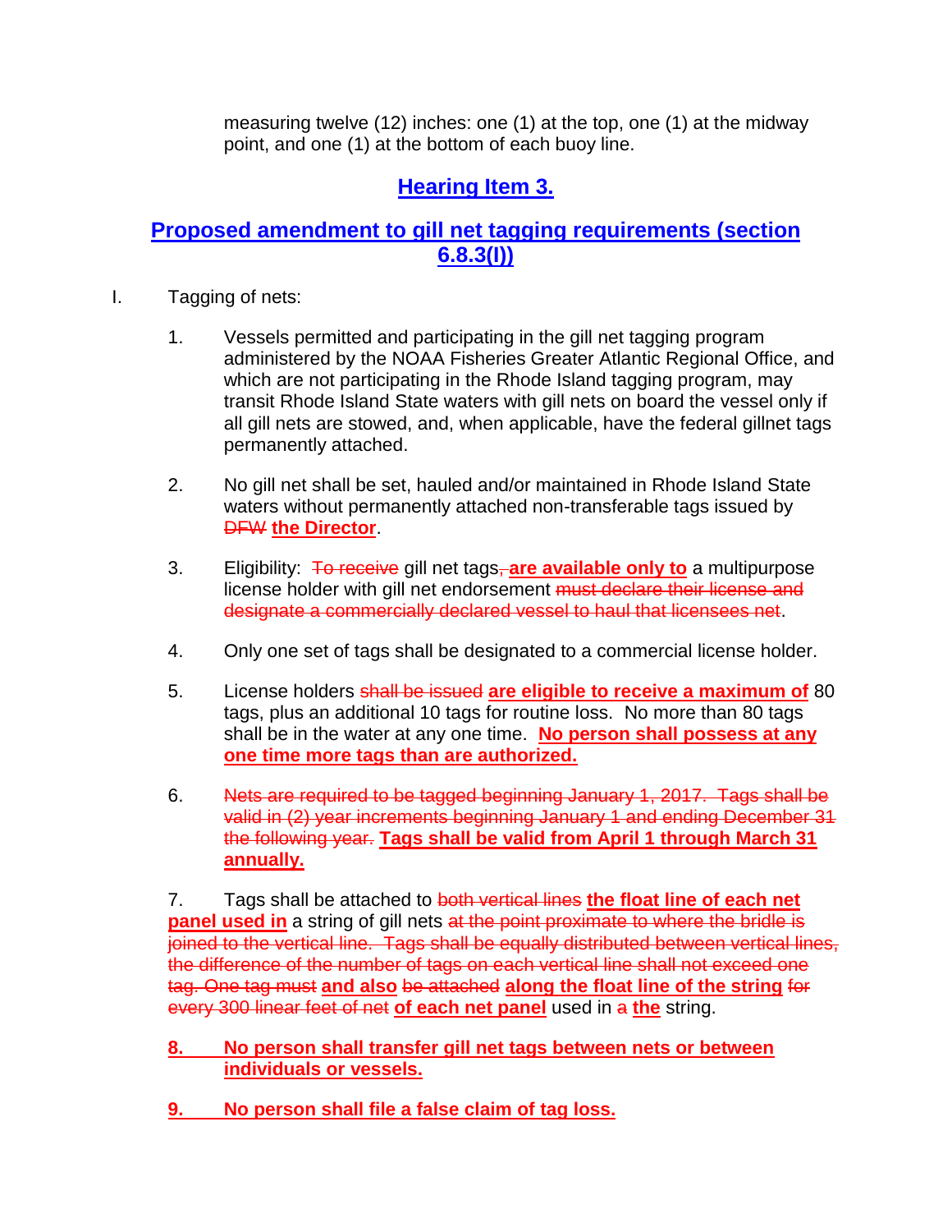measuring twelve (12) inches: one (1) at the top, one (1) at the midway point, and one (1) at the bottom of each buoy line.

## Hearing Item 3.

## Proposed amendment to gill net tagging requirements (section 6.8.3(I))

I. Tagging of nets:

1. Vessels permitted and participating in the gill net tagging program administered by the NOAA Fisheries Greater Atlantic Regional Office, and which are not participating in the Rhode Island tagging program, may transit Rhode Island State waters with gill nets on board the vessel only if all gill nets are stowed, and, when applicable, have the federal gillnet tags permanently attached.

2. No gill net shall be set, hauled and/or maintained in Rhode Island State waters without permanently attached non-transferable tags issued by ~~DFW~~ **the Director**.

3. Eligibility: ~~To receive~~ gill net tags~~,~~ **are available only to** a multipurpose license holder with gill net endorsement ~~must declare their license and designate a commercially declared vessel to haul that licensees net~~.

4. Only one set of tags shall be designated to a commercial license holder.

5. License holders ~~shall be issued~~ **are eligible to receive a maximum of** 80 tags, plus an additional 10 tags for routine loss. No more than 80 tags shall be in the water at any one time. **No person shall possess at any one time more tags than are authorized.**

6. ~~Nets are required to be tagged beginning January 1, 2017. Tags shall be valid in (2) year increments beginning January 1 and ending December 31 the following year.~~ **Tags shall be valid from April 1 through March 31 annually.**

7. Tags shall be attached to ~~both vertical lines~~ **the float line of each net panel used in** a string of gill nets ~~at the point proximate to where the bridle is joined to the vertical line. Tags shall be equally distributed between vertical lines, the difference of the number of tags on each vertical line shall not exceed one tag. One tag must~~ **and also** ~~be attached~~ **along the float line of the string** ~~for every 300 linear feet of net~~ **of each net panel** used in ~~a~~ **the** string.

**8. No person shall transfer gill net tags between nets or between individuals or vessels.**

**9. No person shall file a false claim of tag loss.**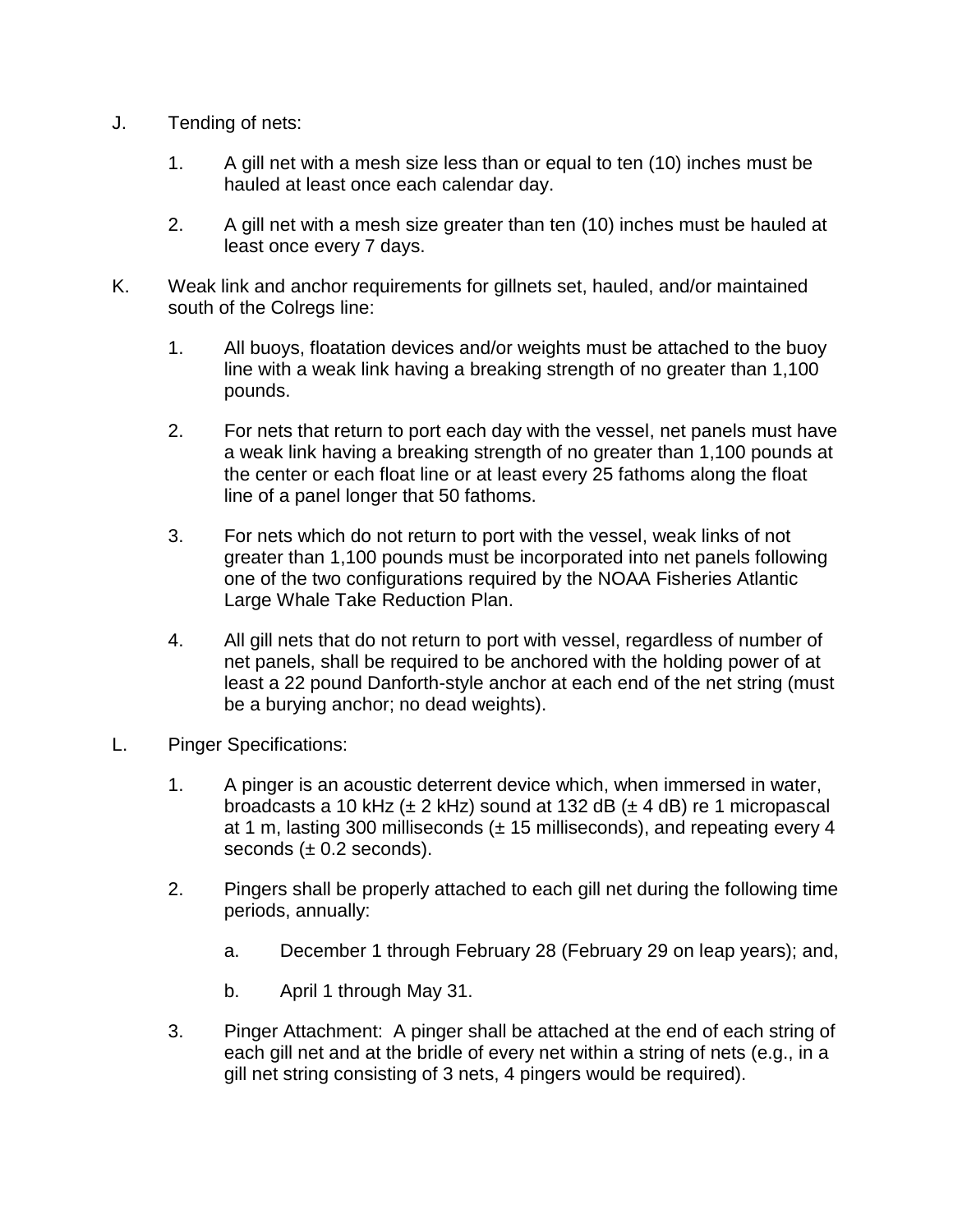J. Tending of nets:

1. A gill net with a mesh size less than or equal to ten (10) inches must be hauled at least once each calendar day.

2. A gill net with a mesh size greater than ten (10) inches must be hauled at least once every 7 days.

K. Weak link and anchor requirements for gillnets set, hauled, and/or maintained south of the Colregs line:

1. All buoys, floatation devices and/or weights must be attached to the buoy line with a weak link having a breaking strength of no greater than 1,100 pounds.

2. For nets that return to port each day with the vessel, net panels must have a weak link having a breaking strength of no greater than 1,100 pounds at the center or each float line or at least every 25 fathoms along the float line of a panel longer that 50 fathoms.

3. For nets which do not return to port with the vessel, weak links of not greater than 1,100 pounds must be incorporated into net panels following one of the two configurations required by the NOAA Fisheries Atlantic Large Whale Take Reduction Plan.

4. All gill nets that do not return to port with vessel, regardless of number of net panels, shall be required to be anchored with the holding power of at least a 22 pound Danforth-style anchor at each end of the net string (must be a burying anchor; no dead weights).

L. Pinger Specifications:

1. A pinger is an acoustic deterrent device which, when immersed in water, broadcasts a 10 kHz (± 2 kHz) sound at 132 dB (± 4 dB) re 1 micropascal at 1 m, lasting 300 milliseconds (± 15 milliseconds), and repeating every 4 seconds (± 0.2 seconds).

2. Pingers shall be properly attached to each gill net during the following time periods, annually:

   a. December 1 through February 28 (February 29 on leap years); and,

   b. April 1 through May 31.

3. Pinger Attachment: A pinger shall be attached at the end of each string of each gill net and at the bridle of every net within a string of nets (e.g., in a gill net string consisting of 3 nets, 4 pingers would be required).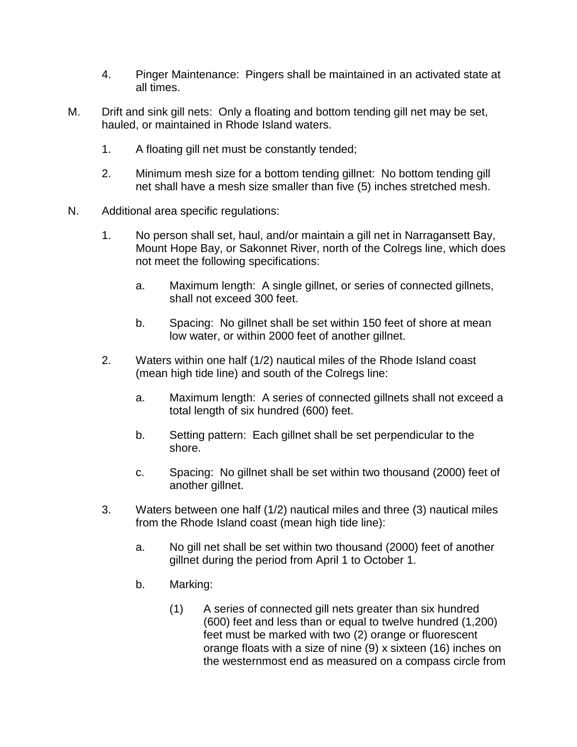4. Pinger Maintenance: Pingers shall be maintained in an activated state at all times.

M. Drift and sink gill nets: Only a floating and bottom tending gill net may be set, hauled, or maintained in Rhode Island waters.

   1. A floating gill net must be constantly tended;

   2. Minimum mesh size for a bottom tending gillnet: No bottom tending gill net shall have a mesh size smaller than five (5) inches stretched mesh.

N. Additional area specific regulations:

   1. No person shall set, haul, and/or maintain a gill net in Narragansett Bay, Mount Hope Bay, or Sakonnet River, north of the Colregs line, which does not meet the following specifications:

      a. Maximum length: A single gillnet, or series of connected gillnets, shall not exceed 300 feet.

      b. Spacing: No gillnet shall be set within 150 feet of shore at mean low water, or within 2000 feet of another gillnet.

   2. Waters within one half (1/2) nautical miles of the Rhode Island coast (mean high tide line) and south of the Colregs line:

      a. Maximum length: A series of connected gillnets shall not exceed a total length of six hundred (600) feet.

      b. Setting pattern: Each gillnet shall be set perpendicular to the shore.

      c. Spacing: No gillnet shall be set within two thousand (2000) feet of another gillnet.

   3. Waters between one half (1/2) nautical miles and three (3) nautical miles from the Rhode Island coast (mean high tide line):

      a. No gill net shall be set within two thousand (2000) feet of another gillnet during the period from April 1 to October 1.

      b. Marking:

         (1) A series of connected gill nets greater than six hundred (600) feet and less than or equal to twelve hundred (1,200) feet must be marked with two (2) orange or fluorescent orange floats with a size of nine (9) x sixteen (16) inches on the westernmost end as measured on a compass circle from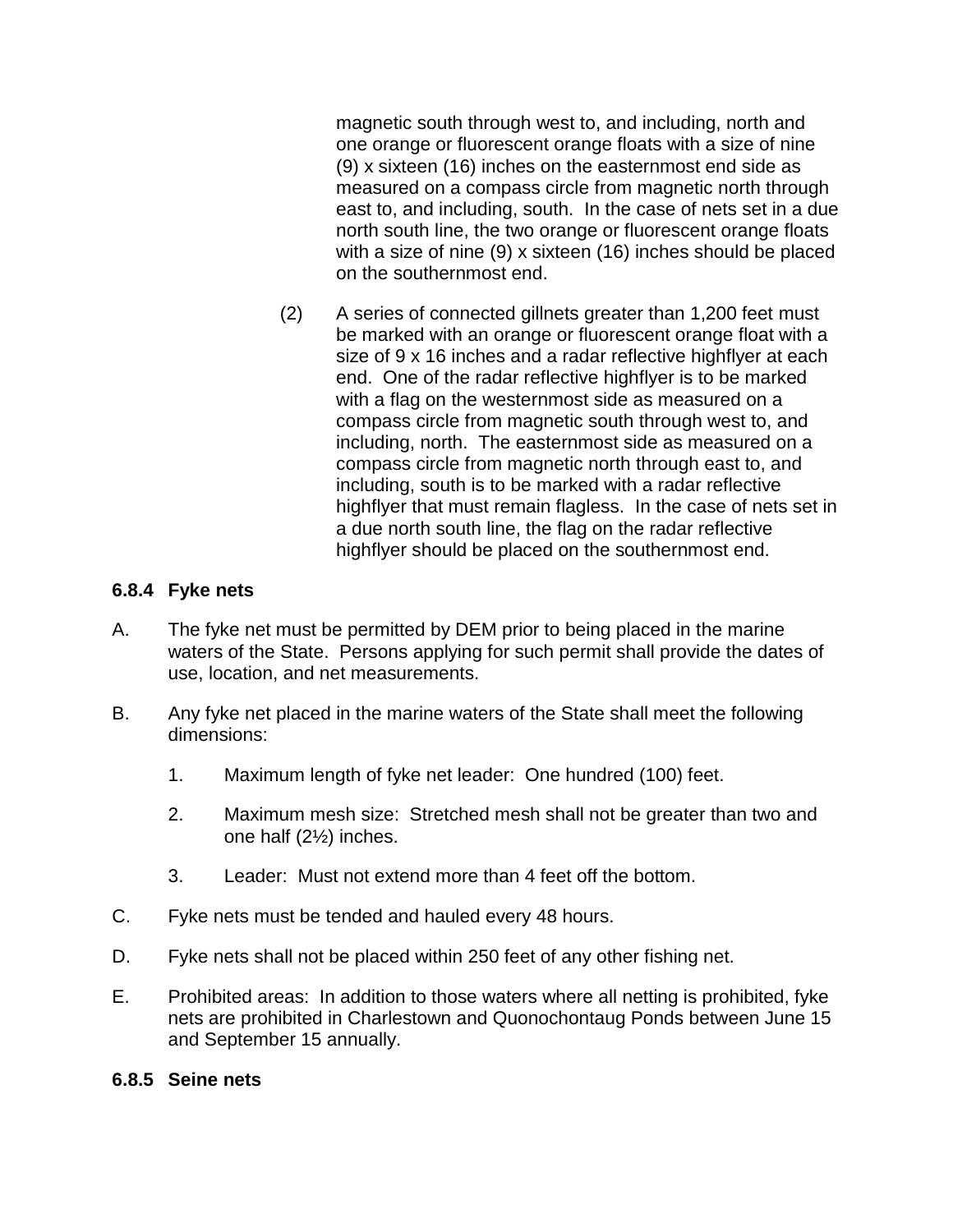magnetic south through west to, and including, north and one orange or fluorescent orange floats with a size of nine (9) x sixteen (16) inches on the easternmost end side as measured on a compass circle from magnetic north through east to, and including, south. In the case of nets set in a due north south line, the two orange or fluorescent orange floats with a size of nine (9) x sixteen (16) inches should be placed on the southernmost end.

(2) A series of connected gillnets greater than 1,200 feet must be marked with an orange or fluorescent orange float with a size of 9 x 16 inches and a radar reflective highflyer at each end. One of the radar reflective highflyer is to be marked with a flag on the westernmost side as measured on a compass circle from magnetic south through west to, and including, north. The easternmost side as measured on a compass circle from magnetic north through east to, and including, south is to be marked with a radar reflective highflyer that must remain flagless. In the case of nets set in a due north south line, the flag on the radar reflective highflyer should be placed on the southernmost end.

### 6.8.4 Fyke nets

A. The fyke net must be permitted by DEM prior to being placed in the marine waters of the State. Persons applying for such permit shall provide the dates of use, location, and net measurements.

B. Any fyke net placed in the marine waters of the State shall meet the following dimensions:

1. Maximum length of fyke net leader: One hundred (100) feet.
2. Maximum mesh size: Stretched mesh shall not be greater than two and one half (2½) inches.
3. Leader: Must not extend more than 4 feet off the bottom.

C. Fyke nets must be tended and hauled every 48 hours.

D. Fyke nets shall not be placed within 250 feet of any other fishing net.

E. Prohibited areas: In addition to those waters where all netting is prohibited, fyke nets are prohibited in Charlestown and Quonochontaug Ponds between June 15 and September 15 annually.

### 6.8.5 Seine nets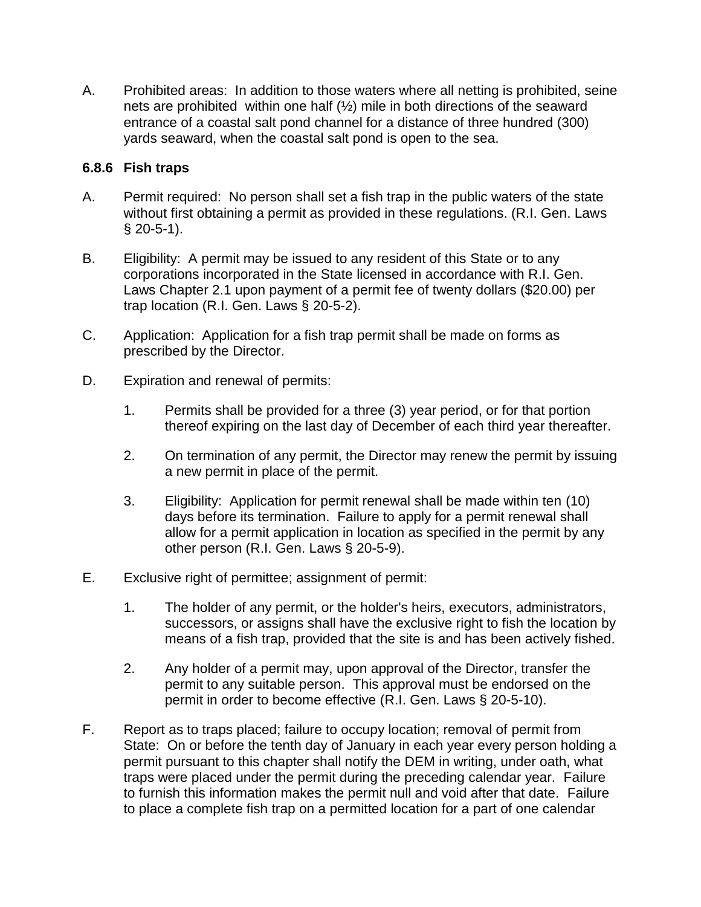A. Prohibited areas: In addition to those waters where all netting is prohibited, seine nets are prohibited within one half (½) mile in both directions of the seaward entrance of a coastal salt pond channel for a distance of three hundred (300) yards seaward, when the coastal salt pond is open to the sea.

### 6.8.6 Fish traps

A. Permit required: No person shall set a fish trap in the public waters of the state without first obtaining a permit as provided in these regulations. (R.I. Gen. Laws § 20-5-1).

B. Eligibility: A permit may be issued to any resident of this State or to any corporations incorporated in the State licensed in accordance with R.I. Gen. Laws Chapter 2.1 upon payment of a permit fee of twenty dollars ($20.00) per trap location (R.I. Gen. Laws § 20-5-2).

C. Application: Application for a fish trap permit shall be made on forms as prescribed by the Director.

D. Expiration and renewal of permits:

   1. Permits shall be provided for a three (3) year period, or for that portion thereof expiring on the last day of December of each third year thereafter.

   2. On termination of any permit, the Director may renew the permit by issuing a new permit in place of the permit.

   3. Eligibility: Application for permit renewal shall be made within ten (10) days before its termination. Failure to apply for a permit renewal shall allow for a permit application in location as specified in the permit by any other person (R.I. Gen. Laws § 20-5-9).

E. Exclusive right of permittee; assignment of permit:

   1. The holder of any permit, or the holder's heirs, executors, administrators, successors, or assigns shall have the exclusive right to fish the location by means of a fish trap, provided that the site is and has been actively fished.

   2. Any holder of a permit may, upon approval of the Director, transfer the permit to any suitable person. This approval must be endorsed on the permit in order to become effective (R.I. Gen. Laws § 20-5-10).

F. Report as to traps placed; failure to occupy location; removal of permit from State: On or before the tenth day of January in each year every person holding a permit pursuant to this chapter shall notify the DEM in writing, under oath, what traps were placed under the permit during the preceding calendar year. Failure to furnish this information makes the permit null and void after that date. Failure to place a complete fish trap on a permitted location for a part of one calendar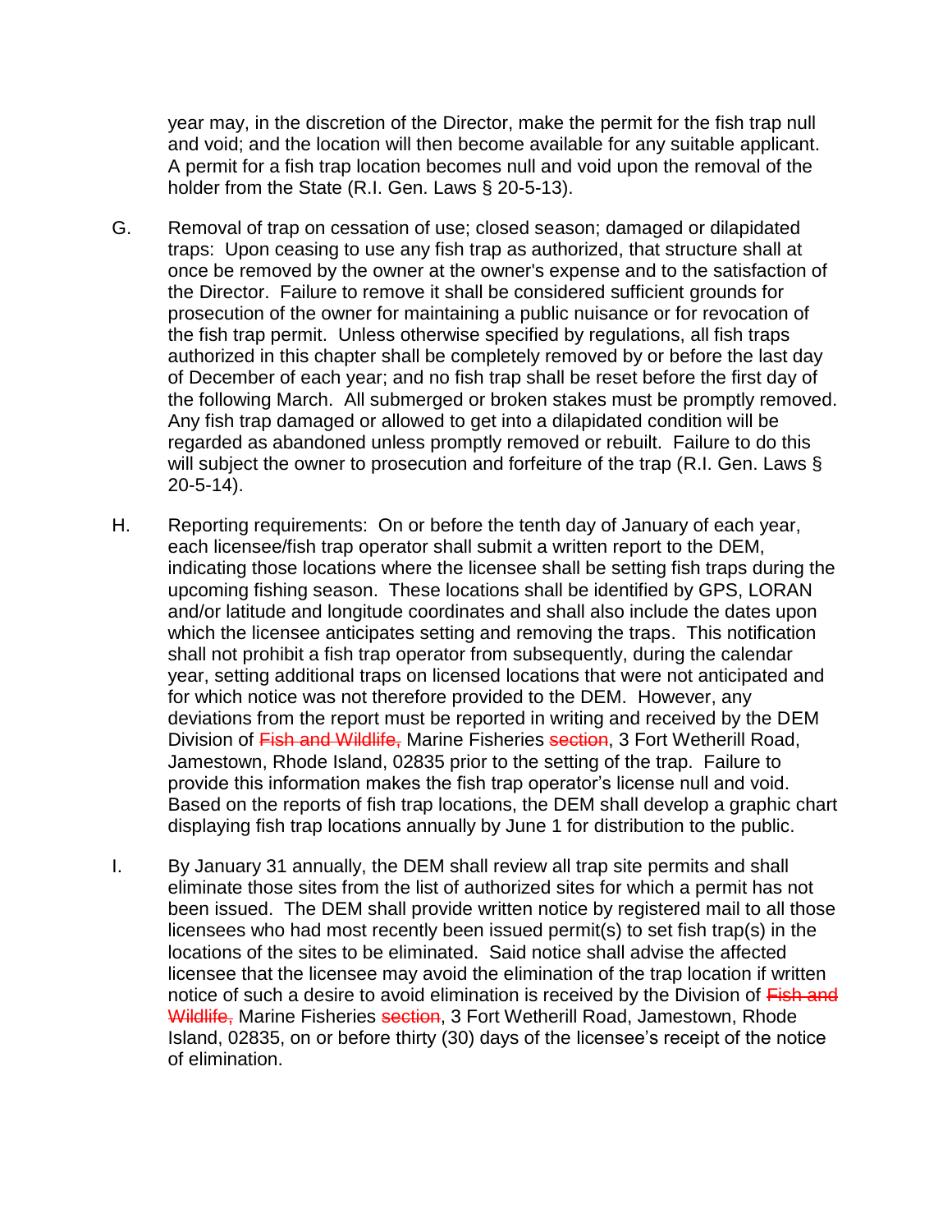year may, in the discretion of the Director, make the permit for the fish trap null and void; and the location will then become available for any suitable applicant. A permit for a fish trap location becomes null and void upon the removal of the holder from the State (R.I. Gen. Laws § 20-5-13).

G. Removal of trap on cessation of use; closed season; damaged or dilapidated traps: Upon ceasing to use any fish trap as authorized, that structure shall at once be removed by the owner at the owner's expense and to the satisfaction of the Director. Failure to remove it shall be considered sufficient grounds for prosecution of the owner for maintaining a public nuisance or for revocation of the fish trap permit. Unless otherwise specified by regulations, all fish traps authorized in this chapter shall be completely removed by or before the last day of December of each year; and no fish trap shall be reset before the first day of the following March. All submerged or broken stakes must be promptly removed. Any fish trap damaged or allowed to get into a dilapidated condition will be regarded as abandoned unless promptly removed or rebuilt. Failure to do this will subject the owner to prosecution and forfeiture of the trap (R.I. Gen. Laws § 20-5-14).

H. Reporting requirements: On or before the tenth day of January of each year, each licensee/fish trap operator shall submit a written report to the DEM, indicating those locations where the licensee shall be setting fish traps during the upcoming fishing season. These locations shall be identified by GPS, LORAN and/or latitude and longitude coordinates and shall also include the dates upon which the licensee anticipates setting and removing the traps. This notification shall not prohibit a fish trap operator from subsequently, during the calendar year, setting additional traps on licensed locations that were not anticipated and for which notice was not therefore provided to the DEM. However, any deviations from the report must be reported in writing and received by the DEM Division of ~~Fish and Wildlife,~~ Marine Fisheries ~~section~~, 3 Fort Wetherill Road, Jamestown, Rhode Island, 02835 prior to the setting of the trap. Failure to provide this information makes the fish trap operator's license null and void. Based on the reports of fish trap locations, the DEM shall develop a graphic chart displaying fish trap locations annually by June 1 for distribution to the public.

I. By January 31 annually, the DEM shall review all trap site permits and shall eliminate those sites from the list of authorized sites for which a permit has not been issued. The DEM shall provide written notice by registered mail to all those licensees who had most recently been issued permit(s) to set fish trap(s) in the locations of the sites to be eliminated. Said notice shall advise the affected licensee that the licensee may avoid the elimination of the trap location if written notice of such a desire to avoid elimination is received by the Division of ~~Fish and Wildlife,~~ Marine Fisheries ~~section~~, 3 Fort Wetherill Road, Jamestown, Rhode Island, 02835, on or before thirty (30) days of the licensee's receipt of the notice of elimination.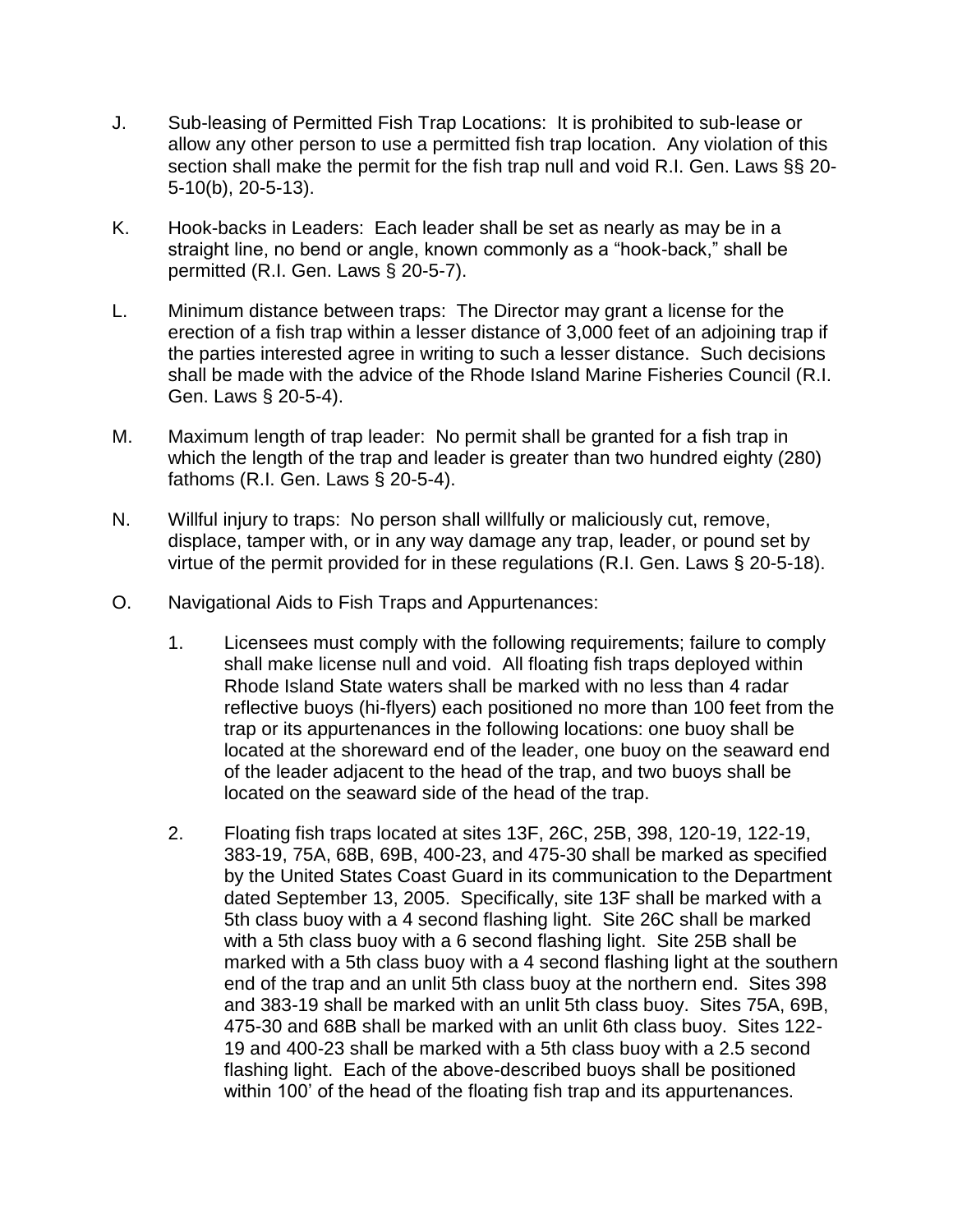J. Sub-leasing of Permitted Fish Trap Locations: It is prohibited to sub-lease or allow any other person to use a permitted fish trap location. Any violation of this section shall make the permit for the fish trap null and void R.I. Gen. Laws §§ 20-5-10(b), 20-5-13).

K. Hook-backs in Leaders: Each leader shall be set as nearly as may be in a straight line, no bend or angle, known commonly as a "hook-back," shall be permitted (R.I. Gen. Laws § 20-5-7).

L. Minimum distance between traps: The Director may grant a license for the erection of a fish trap within a lesser distance of 3,000 feet of an adjoining trap if the parties interested agree in writing to such a lesser distance. Such decisions shall be made with the advice of the Rhode Island Marine Fisheries Council (R.I. Gen. Laws § 20-5-4).

M. Maximum length of trap leader: No permit shall be granted for a fish trap in which the length of the trap and leader is greater than two hundred eighty (280) fathoms (R.I. Gen. Laws § 20-5-4).

N. Willful injury to traps: No person shall willfully or maliciously cut, remove, displace, tamper with, or in any way damage any trap, leader, or pound set by virtue of the permit provided for in these regulations (R.I. Gen. Laws § 20-5-18).

O. Navigational Aids to Fish Traps and Appurtenances:

1. Licensees must comply with the following requirements; failure to comply shall make license null and void. All floating fish traps deployed within Rhode Island State waters shall be marked with no less than 4 radar reflective buoys (hi-flyers) each positioned no more than 100 feet from the trap or its appurtenances in the following locations: one buoy shall be located at the shoreward end of the leader, one buoy on the seaward end of the leader adjacent to the head of the trap, and two buoys shall be located on the seaward side of the head of the trap.

2. Floating fish traps located at sites 13F, 26C, 25B, 398, 120-19, 122-19, 383-19, 75A, 68B, 69B, 400-23, and 475-30 shall be marked as specified by the United States Coast Guard in its communication to the Department dated September 13, 2005. Specifically, site 13F shall be marked with a 5th class buoy with a 4 second flashing light. Site 26C shall be marked with a 5th class buoy with a 6 second flashing light. Site 25B shall be marked with a 5th class buoy with a 4 second flashing light at the southern end of the trap and an unlit 5th class buoy at the northern end. Sites 398 and 383-19 shall be marked with an unlit 5th class buoy. Sites 75A, 69B, 475-30 and 68B shall be marked with an unlit 6th class buoy. Sites 122-19 and 400-23 shall be marked with a 5th class buoy with a 2.5 second flashing light. Each of the above-described buoys shall be positioned within 100' of the head of the floating fish trap and its appurtenances.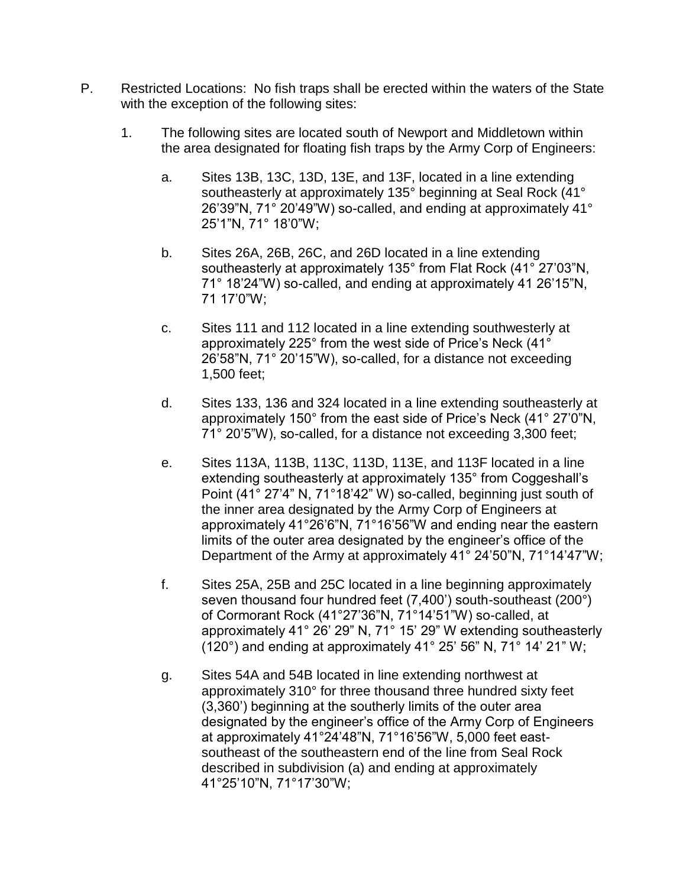P. Restricted Locations: No fish traps shall be erected within the waters of the State with the exception of the following sites:

1. The following sites are located south of Newport and Middletown within the area designated for floating fish traps by the Army Corp of Engineers:

   a. Sites 13B, 13C, 13D, 13E, and 13F, located in a line extending southeasterly at approximately 135° beginning at Seal Rock (41° 26'39"N, 71° 20'49"W) so-called, and ending at approximately 41° 25'1"N, 71° 18'0"W;

   b. Sites 26A, 26B, 26C, and 26D located in a line extending southeasterly at approximately 135° from Flat Rock (41° 27'03"N, 71° 18'24"W) so-called, and ending at approximately 41 26'15"N, 71 17'0"W;

   c. Sites 111 and 112 located in a line extending southwesterly at approximately 225° from the west side of Price's Neck (41° 26'58"N, 71° 20'15"W), so-called, for a distance not exceeding 1,500 feet;

   d. Sites 133, 136 and 324 located in a line extending southeasterly at approximately 150° from the east side of Price's Neck (41° 27'0"N, 71° 20'5"W), so-called, for a distance not exceeding 3,300 feet;

   e. Sites 113A, 113B, 113C, 113D, 113E, and 113F located in a line extending southeasterly at approximately 135° from Coggeshall's Point (41° 27'4" N, 71°18'42" W) so-called, beginning just south of the inner area designated by the Army Corp of Engineers at approximately 41°26'6"N, 71°16'56"W and ending near the eastern limits of the outer area designated by the engineer's office of the Department of the Army at approximately 41° 24'50"N, 71°14'47"W;

   f. Sites 25A, 25B and 25C located in a line beginning approximately seven thousand four hundred feet (7,400') south-southeast (200°) of Cormorant Rock (41°27'36"N, 71°14'51"W) so-called, at approximately 41° 26' 29" N, 71° 15' 29" W extending southeasterly (120°) and ending at approximately 41° 25' 56" N, 71° 14' 21" W;

   g. Sites 54A and 54B located in line extending northwest at approximately 310° for three thousand three hundred sixty feet (3,360') beginning at the southerly limits of the outer area designated by the engineer's office of the Army Corp of Engineers at approximately 41°24'48"N, 71°16'56"W, 5,000 feet east-southeast of the southeastern end of the line from Seal Rock described in subdivision (a) and ending at approximately 41°25'10"N, 71°17'30"W;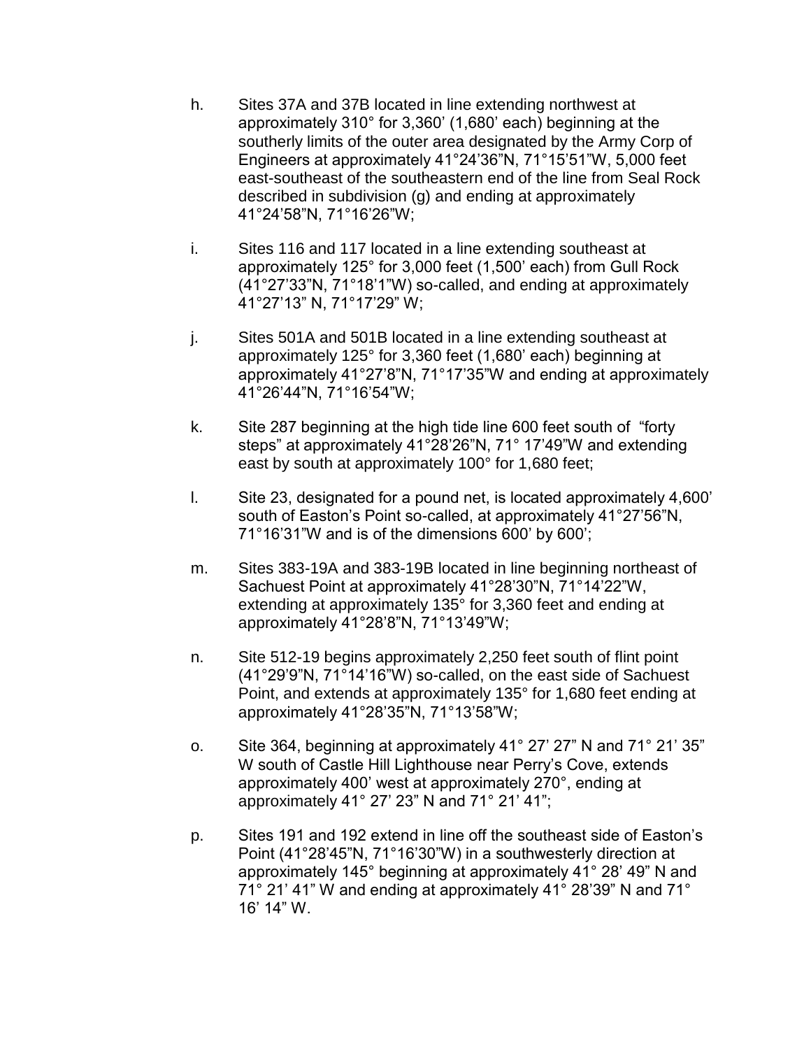h. Sites 37A and 37B located in line extending northwest at approximately 310° for 3,360' (1,680' each) beginning at the southerly limits of the outer area designated by the Army Corp of Engineers at approximately 41°24'36"N, 71°15'51"W, 5,000 feet east-southeast of the southeastern end of the line from Seal Rock described in subdivision (g) and ending at approximately 41°24'58"N, 71°16'26"W;

i. Sites 116 and 117 located in a line extending southeast at approximately 125° for 3,000 feet (1,500' each) from Gull Rock (41°27'33"N, 71°18'1"W) so-called, and ending at approximately 41°27'13" N, 71°17'29" W;

j. Sites 501A and 501B located in a line extending southeast at approximately 125° for 3,360 feet (1,680' each) beginning at approximately 41°27'8"N, 71°17'35"W and ending at approximately 41°26'44"N, 71°16'54"W;

k. Site 287 beginning at the high tide line 600 feet south of "forty steps" at approximately 41°28'26"N, 71° 17'49"W and extending east by south at approximately 100° for 1,680 feet;

l. Site 23, designated for a pound net, is located approximately 4,600' south of Easton's Point so-called, at approximately 41°27'56"N, 71°16'31"W and is of the dimensions 600' by 600';

m. Sites 383-19A and 383-19B located in line beginning northeast of Sachuest Point at approximately 41°28'30"N, 71°14'22"W, extending at approximately 135° for 3,360 feet and ending at approximately 41°28'8"N, 71°13'49"W;

n. Site 512-19 begins approximately 2,250 feet south of flint point (41°29'9"N, 71°14'16"W) so-called, on the east side of Sachuest Point, and extends at approximately 135° for 1,680 feet ending at approximately 41°28'35"N, 71°13'58"W;

o. Site 364, beginning at approximately 41° 27' 27" N and 71° 21' 35" W south of Castle Hill Lighthouse near Perry's Cove, extends approximately 400' west at approximately 270°, ending at approximately 41° 27' 23" N and 71° 21' 41";

p. Sites 191 and 192 extend in line off the southeast side of Easton's Point (41°28'45"N, 71°16'30"W) in a southwesterly direction at approximately 145° beginning at approximately 41° 28' 49" N and 71° 21' 41" W and ending at approximately 41° 28'39" N and 71° 16' 14" W.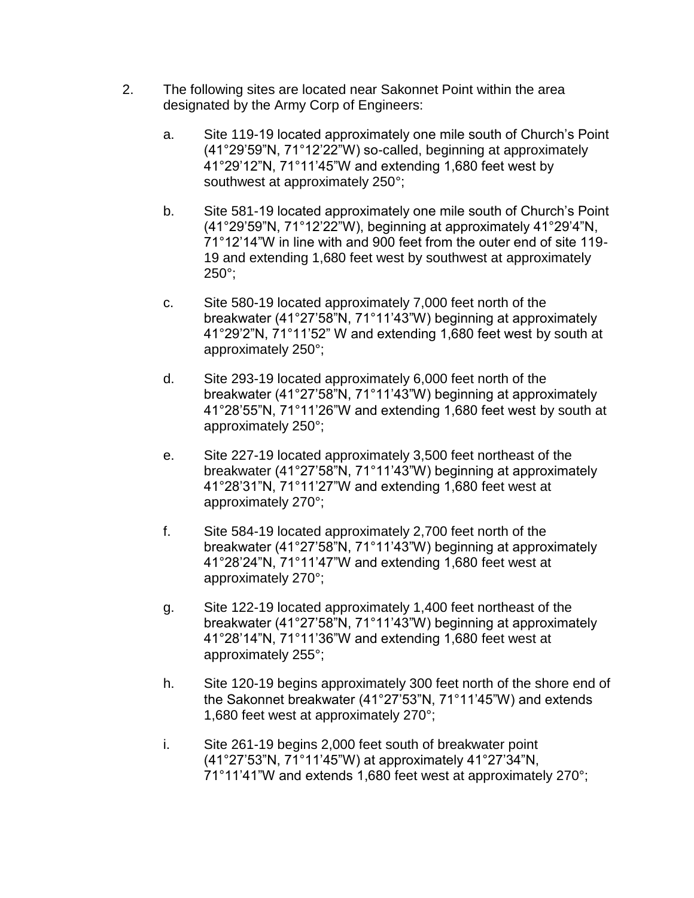2. The following sites are located near Sakonnet Point within the area designated by the Army Corp of Engineers:

   a. Site 119-19 located approximately one mile south of Church's Point (41°29'59"N, 71°12'22"W) so-called, beginning at approximately 41°29'12"N, 71°11'45"W and extending 1,680 feet west by southwest at approximately 250°;

   b. Site 581-19 located approximately one mile south of Church's Point (41°29'59"N, 71°12'22"W), beginning at approximately 41°29'4"N, 71°12'14"W in line with and 900 feet from the outer end of site 119-19 and extending 1,680 feet west by southwest at approximately 250°;

   c. Site 580-19 located approximately 7,000 feet north of the breakwater (41°27'58"N, 71°11'43"W) beginning at approximately 41°29'2"N, 71°11'52" W and extending 1,680 feet west by south at approximately 250°;

   d. Site 293-19 located approximately 6,000 feet north of the breakwater (41°27'58"N, 71°11'43"W) beginning at approximately 41°28'55"N, 71°11'26"W and extending 1,680 feet west by south at approximately 250°;

   e. Site 227-19 located approximately 3,500 feet northeast of the breakwater (41°27'58"N, 71°11'43"W) beginning at approximately 41°28'31"N, 71°11'27"W and extending 1,680 feet west at approximately 270°;

   f. Site 584-19 located approximately 2,700 feet north of the breakwater (41°27'58"N, 71°11'43"W) beginning at approximately 41°28'24"N, 71°11'47"W and extending 1,680 feet west at approximately 270°;

   g. Site 122-19 located approximately 1,400 feet northeast of the breakwater (41°27'58"N, 71°11'43"W) beginning at approximately 41°28'14"N, 71°11'36"W and extending 1,680 feet west at approximately 255°;

   h. Site 120-19 begins approximately 300 feet north of the shore end of the Sakonnet breakwater (41°27'53"N, 71°11'45"W) and extends 1,680 feet west at approximately 270°;

   i. Site 261-19 begins 2,000 feet south of breakwater point (41°27'53"N, 71°11'45"W) at approximately 41°27'34"N, 71°11'41"W and extends 1,680 feet west at approximately 270°;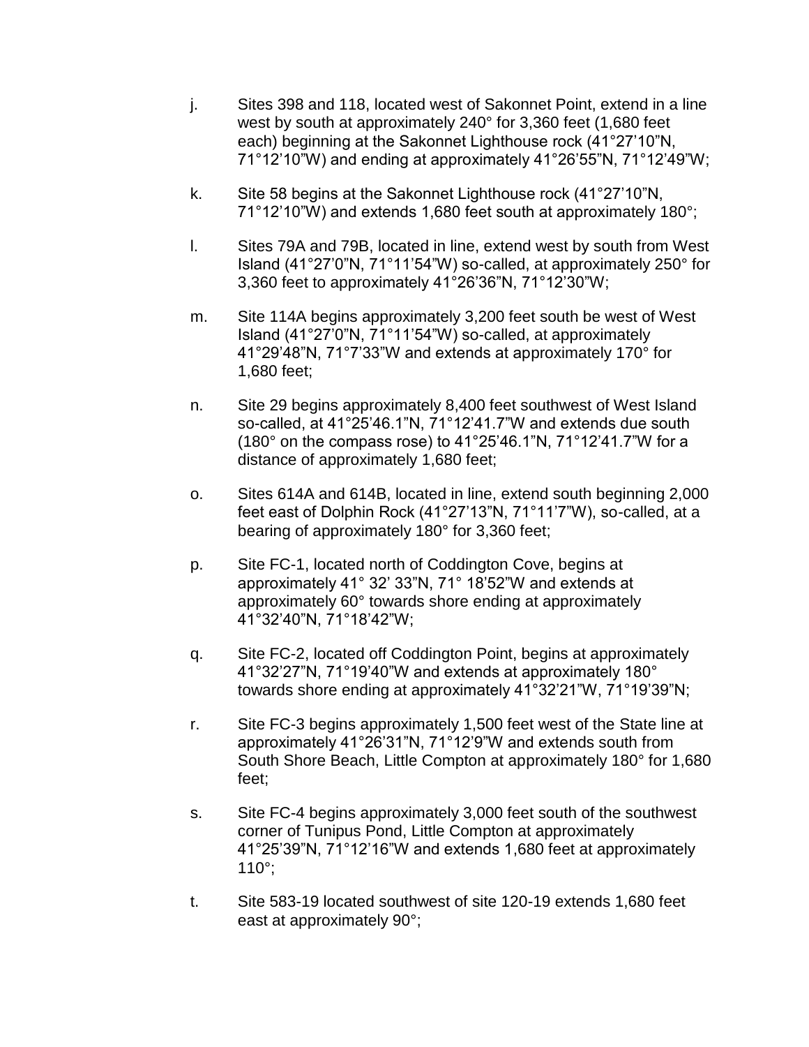j. Sites 398 and 118, located west of Sakonnet Point, extend in a line west by south at approximately 240° for 3,360 feet (1,680 feet each) beginning at the Sakonnet Lighthouse rock (41°27'10"N, 71°12'10"W) and ending at approximately 41°26'55"N, 71°12'49"W;

k. Site 58 begins at the Sakonnet Lighthouse rock (41°27'10"N, 71°12'10"W) and extends 1,680 feet south at approximately 180°;

l. Sites 79A and 79B, located in line, extend west by south from West Island (41°27'0"N, 71°11'54"W) so-called, at approximately 250° for 3,360 feet to approximately 41°26'36"N, 71°12'30"W;

m. Site 114A begins approximately 3,200 feet south be west of West Island (41°27'0"N, 71°11'54"W) so-called, at approximately 41°29'48"N, 71°7'33"W and extends at approximately 170° for 1,680 feet;

n. Site 29 begins approximately 8,400 feet southwest of West Island so-called, at 41°25'46.1"N, 71°12'41.7"W and extends due south (180° on the compass rose) to 41°25'46.1"N, 71°12'41.7"W for a distance of approximately 1,680 feet;

o. Sites 614A and 614B, located in line, extend south beginning 2,000 feet east of Dolphin Rock (41°27'13"N, 71°11'7"W), so-called, at a bearing of approximately 180° for 3,360 feet;

p. Site FC-1, located north of Coddington Cove, begins at approximately 41° 32' 33"N, 71° 18'52"W and extends at approximately 60° towards shore ending at approximately 41°32'40"N, 71°18'42"W;

q. Site FC-2, located off Coddington Point, begins at approximately 41°32'27"N, 71°19'40"W and extends at approximately 180° towards shore ending at approximately 41°32'21"W, 71°19'39"N;

r. Site FC-3 begins approximately 1,500 feet west of the State line at approximately 41°26'31"N, 71°12'9"W and extends south from South Shore Beach, Little Compton at approximately 180° for 1,680 feet;

s. Site FC-4 begins approximately 3,000 feet south of the southwest corner of Tunipus Pond, Little Compton at approximately 41°25'39"N, 71°12'16"W and extends 1,680 feet at approximately 110°;

t. Site 583-19 located southwest of site 120-19 extends 1,680 feet east at approximately 90°;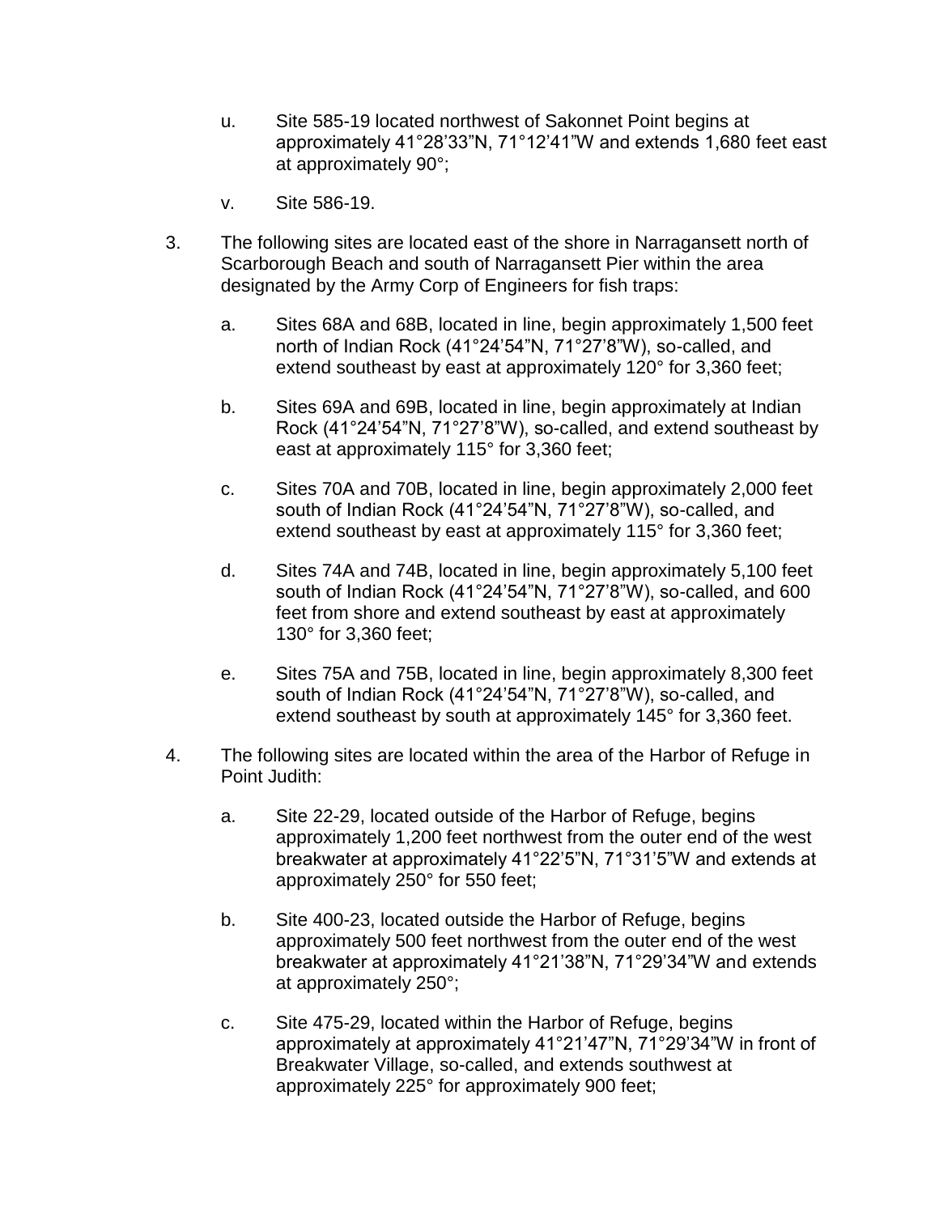u. Site 585-19 located northwest of Sakonnet Point begins at approximately 41°28’33”N, 71°12’41”W and extends 1,680 feet east at approximately 90°;

v. Site 586-19.

3. The following sites are located east of the shore in Narragansett north of Scarborough Beach and south of Narragansett Pier within the area designated by the Army Corp of Engineers for fish traps:

   a. Sites 68A and 68B, located in line, begin approximately 1,500 feet north of Indian Rock (41°24’54”N, 71°27’8”W), so-called, and extend southeast by east at approximately 120° for 3,360 feet;

   b. Sites 69A and 69B, located in line, begin approximately at Indian Rock (41°24’54”N, 71°27’8”W), so-called, and extend southeast by east at approximately 115° for 3,360 feet;

   c. Sites 70A and 70B, located in line, begin approximately 2,000 feet south of Indian Rock (41°24’54”N, 71°27’8”W), so-called, and extend southeast by east at approximately 115° for 3,360 feet;

   d. Sites 74A and 74B, located in line, begin approximately 5,100 feet south of Indian Rock (41°24’54”N, 71°27’8”W), so-called, and 600 feet from shore and extend southeast by east at approximately 130° for 3,360 feet;

   e. Sites 75A and 75B, located in line, begin approximately 8,300 feet south of Indian Rock (41°24’54”N, 71°27’8”W), so-called, and extend southeast by south at approximately 145° for 3,360 feet.

4. The following sites are located within the area of the Harbor of Refuge in Point Judith:

   a. Site 22-29, located outside of the Harbor of Refuge, begins approximately 1,200 feet northwest from the outer end of the west breakwater at approximately 41°22’5”N, 71°31’5”W and extends at approximately 250° for 550 feet;

   b. Site 400-23, located outside the Harbor of Refuge, begins approximately 500 feet northwest from the outer end of the west breakwater at approximately 41°21’38”N, 71°29’34”W and extends at approximately 250°;

   c. Site 475-29, located within the Harbor of Refuge, begins approximately at approximately 41°21’47”N, 71°29’34”W in front of Breakwater Village, so-called, and extends southwest at approximately 225° for approximately 900 feet;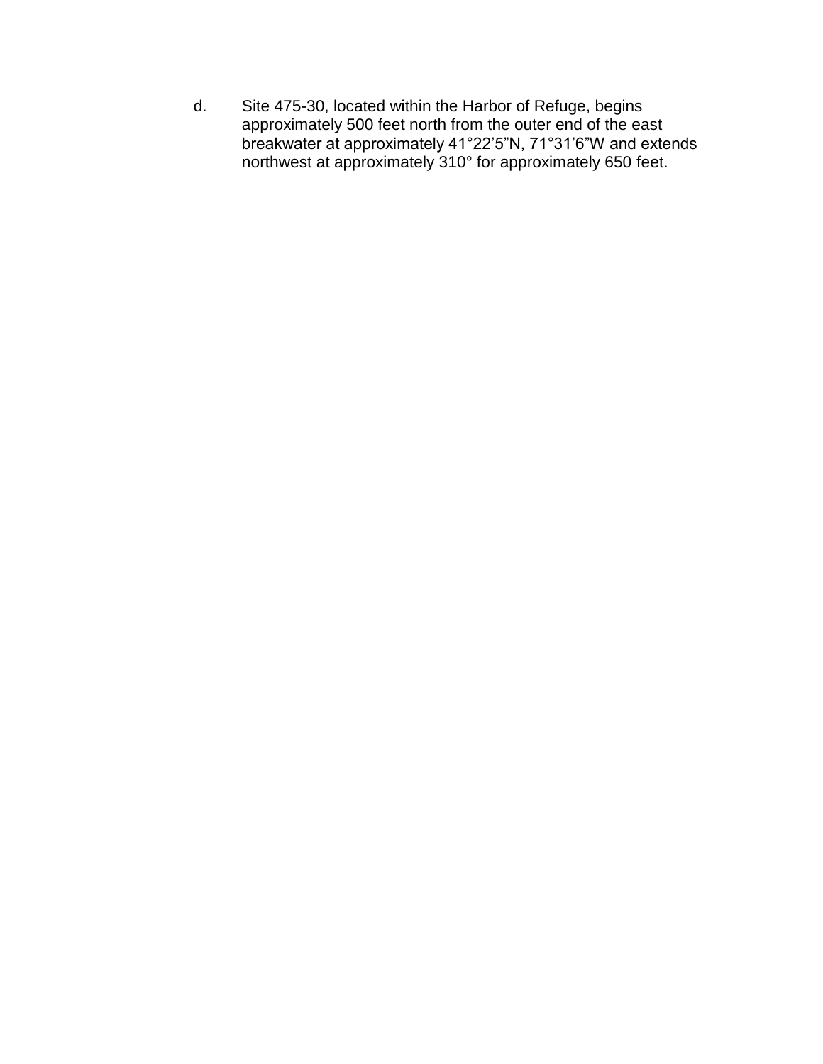d. Site 475-30, located within the Harbor of Refuge, begins approximately 500 feet north from the outer end of the east breakwater at approximately 41°22’5”N, 71°31’6”W and extends northwest at approximately 310° for approximately 650 feet.